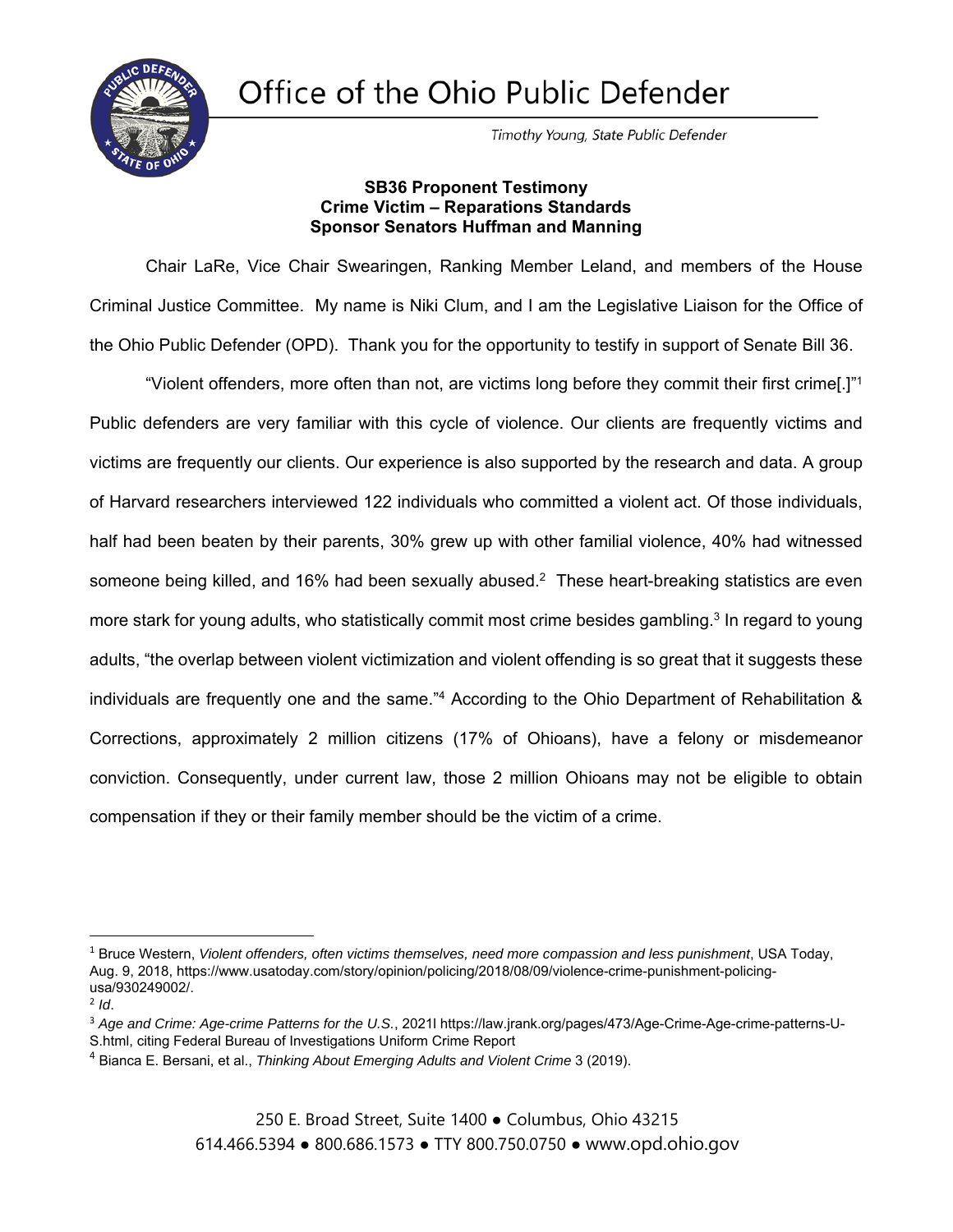# Office of the Ohio Public Defender

*Timothy Young, State Public Defender*

**SB36 Proponent Testimony**
**Crime Victim – Reparations Standards**
**Sponsor Senators Huffman and Manning**

Chair LaRe, Vice Chair Swearingen, Ranking Member Leland, and members of the House Criminal Justice Committee. My name is Niki Clum, and I am the Legislative Liaison for the Office of the Ohio Public Defender (OPD). Thank you for the opportunity to testify in support of Senate Bill 36.

"Violent offenders, more often than not, are victims long before they commit their first crime[.]"[1] Public defenders are very familiar with this cycle of violence. Our clients are frequently victims and victims are frequently our clients. Our experience is also supported by the research and data. A group of Harvard researchers interviewed 122 individuals who committed a violent act. Of those individuals, half had been beaten by their parents, 30% grew up with other familial violence, 40% had witnessed someone being killed, and 16% had been sexually abused.[2] These heart-breaking statistics are even more stark for young adults, who statistically commit most crime besides gambling.[3] In regard to young adults, "the overlap between violent victimization and violent offending is so great that it suggests these individuals are frequently one and the same."[4] According to the Ohio Department of Rehabilitation & Corrections, approximately 2 million citizens (17% of Ohioans), have a felony or misdemeanor conviction. Consequently, under current law, those 2 million Ohioans may not be eligible to obtain compensation if they or their family member should be the victim of a crime.

---

[1] Bruce Western, *Violent offenders, often victims themselves, need more compassion and less punishment*, USA Today, Aug. 9, 2018, https://www.usatoday.com/story/opinion/policing/2018/08/09/violence-crime-punishment-policing-usa/930249002/.

[2] *Id*.

[3] *Age and Crime: Age-crime Patterns for the U.S.*, 2021l https://law.jrank.org/pages/473/Age-Crime-Age-crime-patterns-U-S.html, citing Federal Bureau of Investigations Uniform Crime Report

[4] Bianca E. Bersani, et al., *Thinking About Emerging Adults and Violent Crime* 3 (2019).

250 E. Broad Street, Suite 1400 ● Columbus, Ohio 43215
614.466.5394 ● 800.686.1573 ● TTY 800.750.0750 ● www.opd.ohio.gov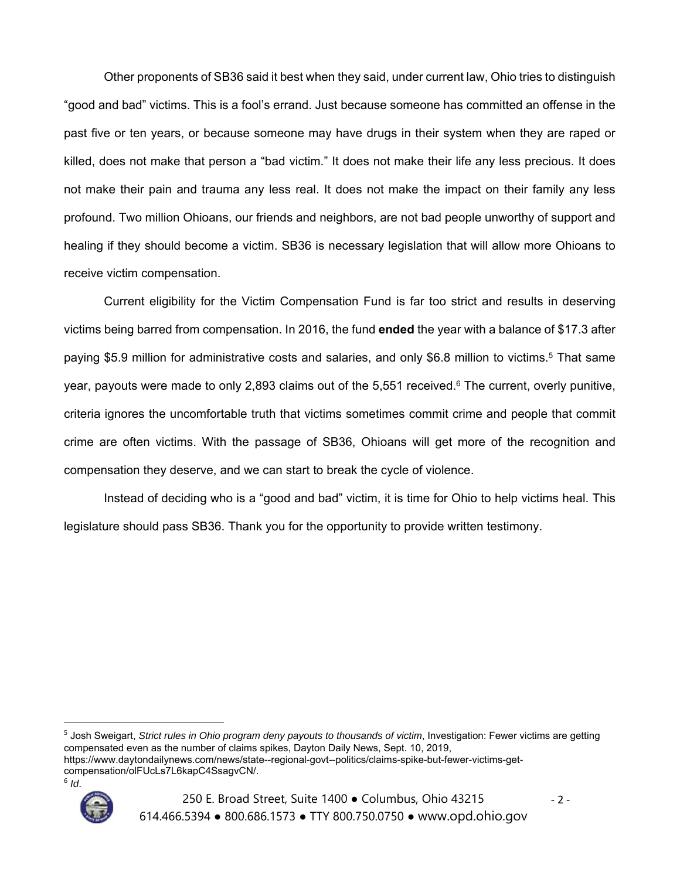Other proponents of SB36 said it best when they said, under current law, Ohio tries to distinguish "good and bad" victims. This is a fool's errand. Just because someone has committed an offense in the past five or ten years, or because someone may have drugs in their system when they are raped or killed, does not make that person a "bad victim." It does not make their life any less precious. It does not make their pain and trauma any less real. It does not make the impact on their family any less profound. Two million Ohioans, our friends and neighbors, are not bad people unworthy of support and healing if they should become a victim. SB36 is necessary legislation that will allow more Ohioans to receive victim compensation.

Current eligibility for the Victim Compensation Fund is far too strict and results in deserving victims being barred from compensation. In 2016, the fund **ended** the year with a balance of $17.3 after paying $5.9 million for administrative costs and salaries, and only $6.8 million to victims.[5] That same year, payouts were made to only 2,893 claims out of the 5,551 received.[6] The current, overly punitive, criteria ignores the uncomfortable truth that victims sometimes commit crime and people that commit crime are often victims. With the passage of SB36, Ohioans will get more of the recognition and compensation they deserve, and we can start to break the cycle of violence.

Instead of deciding who is a "good and bad" victim, it is time for Ohio to help victims heal. This legislature should pass SB36. Thank you for the opportunity to provide written testimony.

---

[5] Josh Sweigart, *Strict rules in Ohio program deny payouts to thousands of victim*, Investigation: Fewer victims are getting compensated even as the number of claims spikes, Dayton Daily News, Sept. 10, 2019, https://www.daytondailynews.com/news/state--regional-govt--politics/claims-spike-but-fewer-victims-get-compensation/olFUcLs7L6kapC4SsagvCN/.

[6] *Id*.

250 E. Broad Street, Suite 1400 ● Columbus, Ohio 43215
614.466.5394 ● 800.686.1573 ● TTY 800.750.0750 ● www.opd.ohio.gov